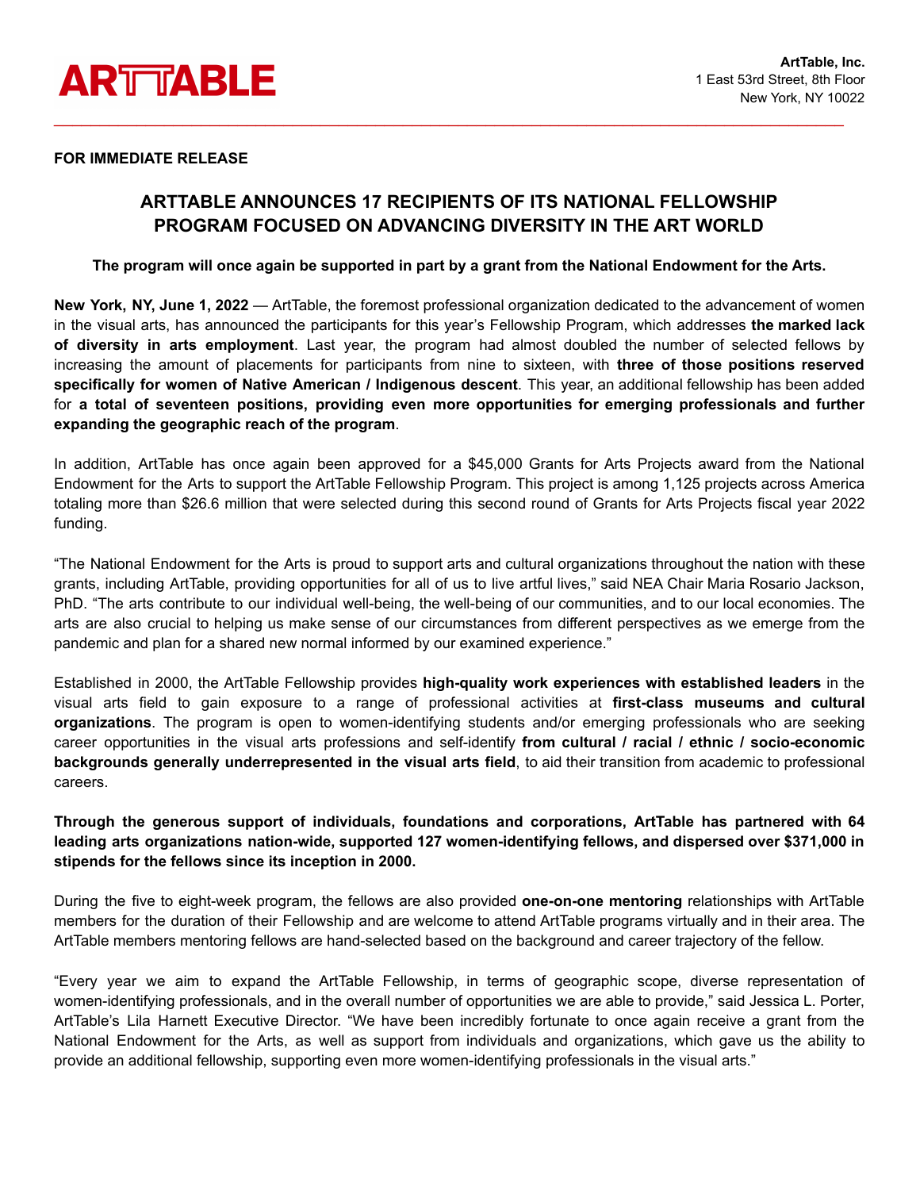**ARTTABLE**

**ArtTable, Inc.**
1 East 53rd Street, 8th Floor
New York, NY 10022

**FOR IMMEDIATE RELEASE**

# ARTTABLE ANNOUNCES 17 RECIPIENTS OF ITS NATIONAL FELLOWSHIP PROGRAM FOCUSED ON ADVANCING DIVERSITY IN THE ART WORLD

**The program will once again be supported in part by a grant from the National Endowment for the Arts.**

**New York, NY, June 1, 2022** — ArtTable, the foremost professional organization dedicated to the advancement of women in the visual arts, has announced the participants for this year's Fellowship Program, which addresses **the marked lack of diversity in arts employment**. Last year, the program had almost doubled the number of selected fellows by increasing the amount of placements for participants from nine to sixteen, with **three of those positions reserved specifically for women of Native American / Indigenous descent**. This year, an additional fellowship has been added for **a total of seventeen positions, providing even more opportunities for emerging professionals and further expanding the geographic reach of the program**.

In addition, ArtTable has once again been approved for a $45,000 Grants for Arts Projects award from the National Endowment for the Arts to support the ArtTable Fellowship Program. This project is among 1,125 projects across America totaling more than $26.6 million that were selected during this second round of Grants for Arts Projects fiscal year 2022 funding.

"The National Endowment for the Arts is proud to support arts and cultural organizations throughout the nation with these grants, including ArtTable, providing opportunities for all of us to live artful lives," said NEA Chair Maria Rosario Jackson, PhD. "The arts contribute to our individual well-being, the well-being of our communities, and to our local economies. The arts are also crucial to helping us make sense of our circumstances from different perspectives as we emerge from the pandemic and plan for a shared new normal informed by our examined experience."

Established in 2000, the ArtTable Fellowship provides **high-quality work experiences with established leaders** in the visual arts field to gain exposure to a range of professional activities at **first-class museums and cultural organizations**. The program is open to women-identifying students and/or emerging professionals who are seeking career opportunities in the visual arts professions and self-identify **from cultural / racial / ethnic / socio-economic backgrounds generally underrepresented in the visual arts field**, to aid their transition from academic to professional careers.

**Through the generous support of individuals, foundations and corporations, ArtTable has partnered with 64 leading arts organizations nation-wide, supported 127 women-identifying fellows, and dispersed over $371,000 in stipends for the fellows since its inception in 2000.**

During the five to eight-week program, the fellows are also provided **one-on-one mentoring** relationships with ArtTable members for the duration of their Fellowship and are welcome to attend ArtTable programs virtually and in their area. The ArtTable members mentoring fellows are hand-selected based on the background and career trajectory of the fellow.

"Every year we aim to expand the ArtTable Fellowship, in terms of geographic scope, diverse representation of women-identifying professionals, and in the overall number of opportunities we are able to provide," said Jessica L. Porter, ArtTable's Lila Harnett Executive Director. "We have been incredibly fortunate to once again receive a grant from the National Endowment for the Arts, as well as support from individuals and organizations, which gave us the ability to provide an additional fellowship, supporting even more women-identifying professionals in the visual arts."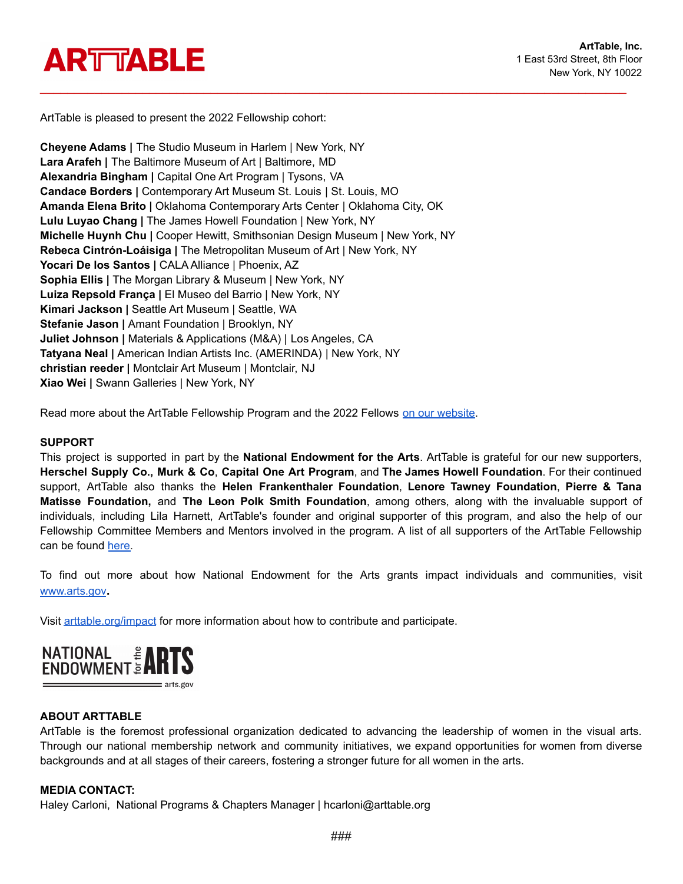**ArtTable, Inc.**
1 East 53rd Street, 8th Floor
New York, NY 10022

ArtTable is pleased to present the 2022 Fellowship cohort:

**Cheyene Adams |** The Studio Museum in Harlem | New York, NY
**Lara Arafeh |** The Baltimore Museum of Art | Baltimore, MD
**Alexandria Bingham |** Capital One Art Program | Tysons, VA
**Candace Borders |** Contemporary Art Museum St. Louis | St. Louis, MO
**Amanda Elena Brito |** Oklahoma Contemporary Arts Center | Oklahoma City, OK
**Lulu Luyao Chang |** The James Howell Foundation | New York, NY
**Michelle Huynh Chu |** Cooper Hewitt, Smithsonian Design Museum | New York, NY
**Rebeca Cintrón-Loáisiga |** The Metropolitan Museum of Art | New York, NY
**Yocari De los Santos |** CALA Alliance | Phoenix, AZ
**Sophia Ellis |** The Morgan Library & Museum | New York, NY
**Luiza Repsold França |** El Museo del Barrio | New York, NY
**Kimari Jackson |** Seattle Art Museum | Seattle, WA
**Stefanie Jason |** Amant Foundation | Brooklyn, NY
**Juliet Johnson |** Materials & Applications (M&A) | Los Angeles, CA
**Tatyana Neal |** American Indian Artists Inc. (AMERINDA) | New York, NY
**christian reeder |** Montclair Art Museum | Montclair, NJ
**Xiao Wei |** Swann Galleries | New York, NY

Read more about the ArtTable Fellowship Program and the 2022 Fellows on our website.

**SUPPORT**

This project is supported in part by the **National Endowment for the Arts**. ArtTable is grateful for our new supporters, **Herschel Supply Co., Murk & Co**, **Capital One Art Program**, and **The James Howell Foundation**. For their continued support, ArtTable also thanks the **Helen Frankenthaler Foundation**, **Lenore Tawney Foundation**, **Pierre & Tana Matisse Foundation,** and **The Leon Polk Smith Foundation**, among others, along with the invaluable support of individuals, including Lila Harnett, ArtTable's founder and original supporter of this program, and also the help of our Fellowship Committee Members and Mentors involved in the program. A list of all supporters of the ArtTable Fellowship can be found here.

To find out more about how National Endowment for the Arts grants impact individuals and communities, visit www.arts.gov**.**

Visit arttable.org/impact for more information about how to contribute and participate.

**ABOUT ARTTABLE**

ArtTable is the foremost professional organization dedicated to advancing the leadership of women in the visual arts. Through our national membership network and community initiatives, we expand opportunities for women from diverse backgrounds and at all stages of their careers, fostering a stronger future for all women in the arts.

**MEDIA CONTACT:**

Haley Carloni, National Programs & Chapters Manager | hcarloni@arttable.org

###